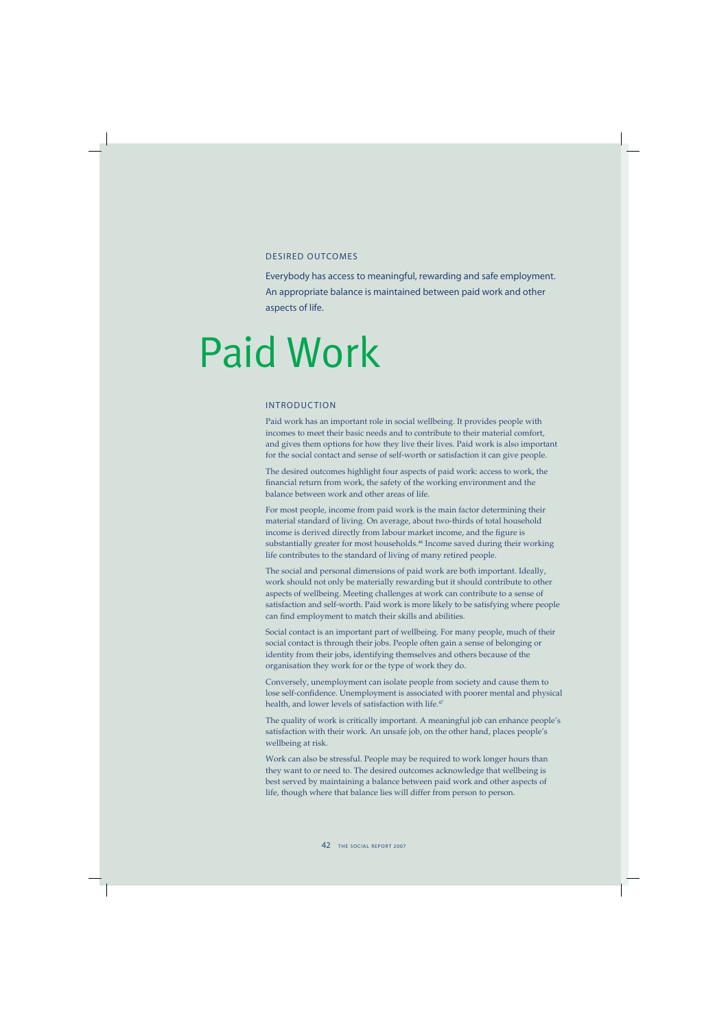## DESIRED OUTCOMES

Everybody has access to meaningful, rewarding and safe employment. An appropriate balance is maintained between paid work and other aspects of life.

# Paid Work

## INTRODUCTION

Paid work has an important role in social wellbeing. It provides people with incomes to meet their basic needs and to contribute to their material comfort, and gives them options for how they live their lives. Paid work is also important for the social contact and sense of self-worth or satisfaction it can give people.

The desired outcomes highlight four aspects of paid work: access to work, the financial return from work, the safety of the working environment and the balance between work and other areas of life.

For most people, income from paid work is the main factor determining their material standard of living. On average, about two-thirds of total household income is derived directly from labour market income, and the figure is substantially greater for most households.[46] Income saved during their working life contributes to the standard of living of many retired people.

The social and personal dimensions of paid work are both important. Ideally, work should not only be materially rewarding but it should contribute to other aspects of wellbeing. Meeting challenges at work can contribute to a sense of satisfaction and self-worth. Paid work is more likely to be satisfying where people can find employment to match their skills and abilities.

Social contact is an important part of wellbeing. For many people, much of their social contact is through their jobs. People often gain a sense of belonging or identity from their jobs, identifying themselves and others because of the organisation they work for or the type of work they do.

Conversely, unemployment can isolate people from society and cause them to lose self-confidence. Unemployment is associated with poorer mental and physical health, and lower levels of satisfaction with life.[47]

The quality of work is critically important. A meaningful job can enhance people's satisfaction with their work. An unsafe job, on the other hand, places people's wellbeing at risk.

Work can also be stressful. People may be required to work longer hours than they want to or need to. The desired outcomes acknowledge that wellbeing is best served by maintaining a balance between paid work and other aspects of life, though where that balance lies will differ from person to person.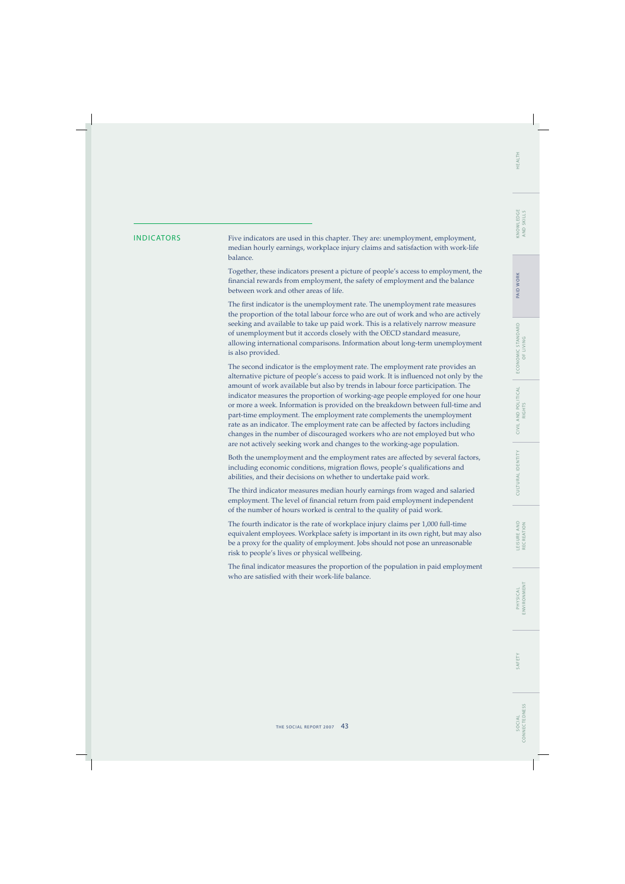## INDICATORS

Five indicators are used in this chapter. They are: unemployment, employment, median hourly earnings, workplace injury claims and satisfaction with work-life balance.

Together, these indicators present a picture of people's access to employment, the financial rewards from employment, the safety of employment and the balance between work and other areas of life.

The first indicator is the unemployment rate. The unemployment rate measures the proportion of the total labour force who are out of work and who are actively seeking and available to take up paid work. This is a relatively narrow measure of unemployment but it accords closely with the OECD standard measure, allowing international comparisons. Information about long-term unemployment is also provided.

The second indicator is the employment rate. The employment rate provides an alternative picture of people's access to paid work. It is influenced not only by the amount of work available but also by trends in labour force participation. The indicator measures the proportion of working-age people employed for one hour or more a week. Information is provided on the breakdown between full-time and part-time employment. The employment rate complements the unemployment rate as an indicator. The employment rate can be affected by factors including changes in the number of discouraged workers who are not employed but who are not actively seeking work and changes to the working-age population.

Both the unemployment and the employment rates are affected by several factors, including economic conditions, migration flows, people's qualifications and abilities, and their decisions on whether to undertake paid work.

The third indicator measures median hourly earnings from waged and salaried employment. The level of financial return from paid employment independent of the number of hours worked is central to the quality of paid work.

The fourth indicator is the rate of workplace injury claims per 1,000 full-time equivalent employees. Workplace safety is important in its own right, but may also be a proxy for the quality of employment. Jobs should not pose an unreasonable risk to people's lives or physical wellbeing.

The final indicator measures the proportion of the population in paid employment who are satisfied with their work-life balance.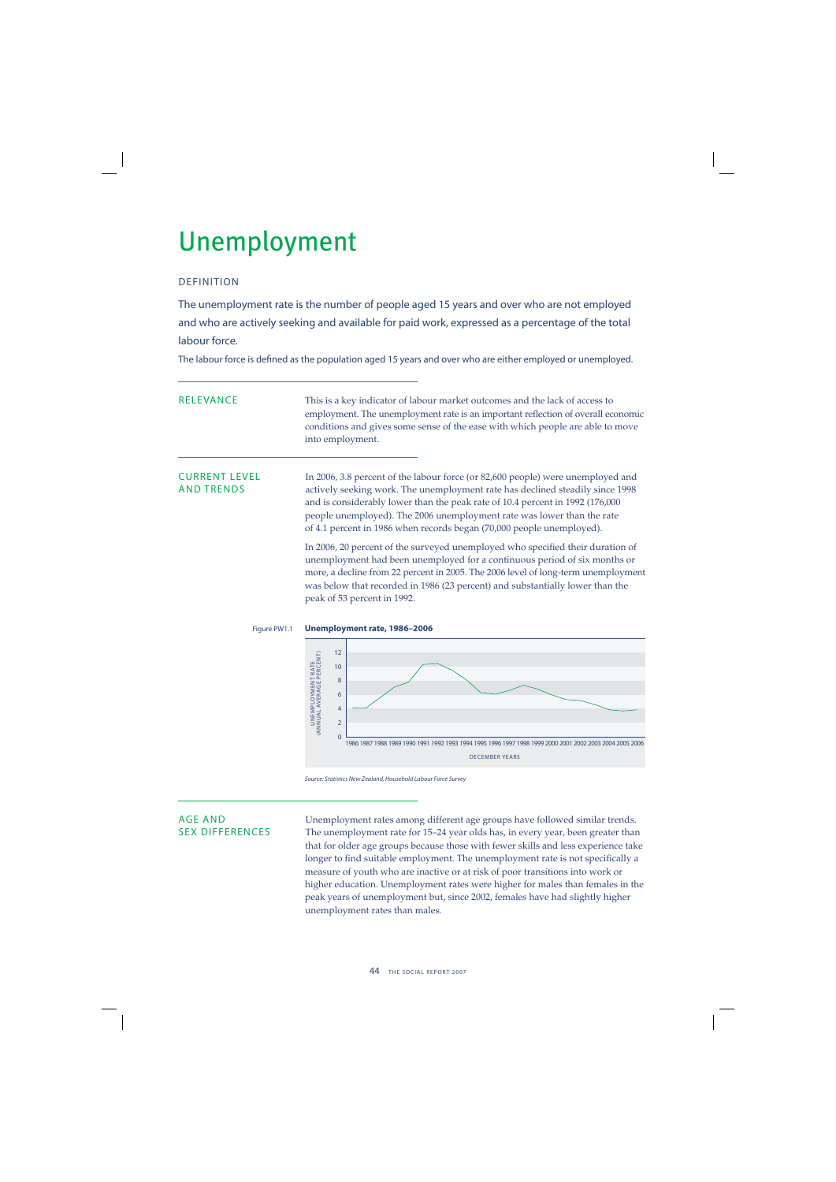# Unemployment

## DEFINITION

The unemployment rate is the number of people aged 15 years and over who are not employed and who are actively seeking and available for paid work, expressed as a percentage of the total labour force.

The labour force is defined as the population aged 15 years and over who are either employed or unemployed.

## RELEVANCE

This is a key indicator of labour market outcomes and the lack of access to employment. The unemployment rate is an important reflection of overall economic conditions and gives some sense of the ease with which people are able to move into employment.

## CURRENT LEVEL AND TRENDS

In 2006, 3.8 percent of the labour force (or 82,600 people) were unemployed and actively seeking work. The unemployment rate has declined steadily since 1998 and is considerably lower than the peak rate of 10.4 percent in 1992 (176,000 people unemployed). The 2006 unemployment rate was lower than the rate of 4.1 percent in 1986 when records began (70,000 people unemployed).

In 2006, 20 percent of the surveyed unemployed who specified their duration of unemployment had been unemployed for a continuous period of six months or more, a decline from 22 percent in 2005. The 2006 level of long-term unemployment was below that recorded in 1986 (23 percent) and substantially lower than the peak of 53 percent in 1992.

Figure PW1.1 **Unemployment rate, 1986–2006**

*Source: Statistics New Zealand, Household Labour Force Survey*

## AGE AND SEX DIFFERENCES

Unemployment rates among different age groups have followed similar trends. The unemployment rate for 15–24 year olds has, in every year, been greater than that for older age groups because those with fewer skills and less experience take longer to find suitable employment. The unemployment rate is not specifically a measure of youth who are inactive or at risk of poor transitions into work or higher education. Unemployment rates were higher for males than females in the peak years of unemployment but, since 2002, females have had slightly higher unemployment rates than males.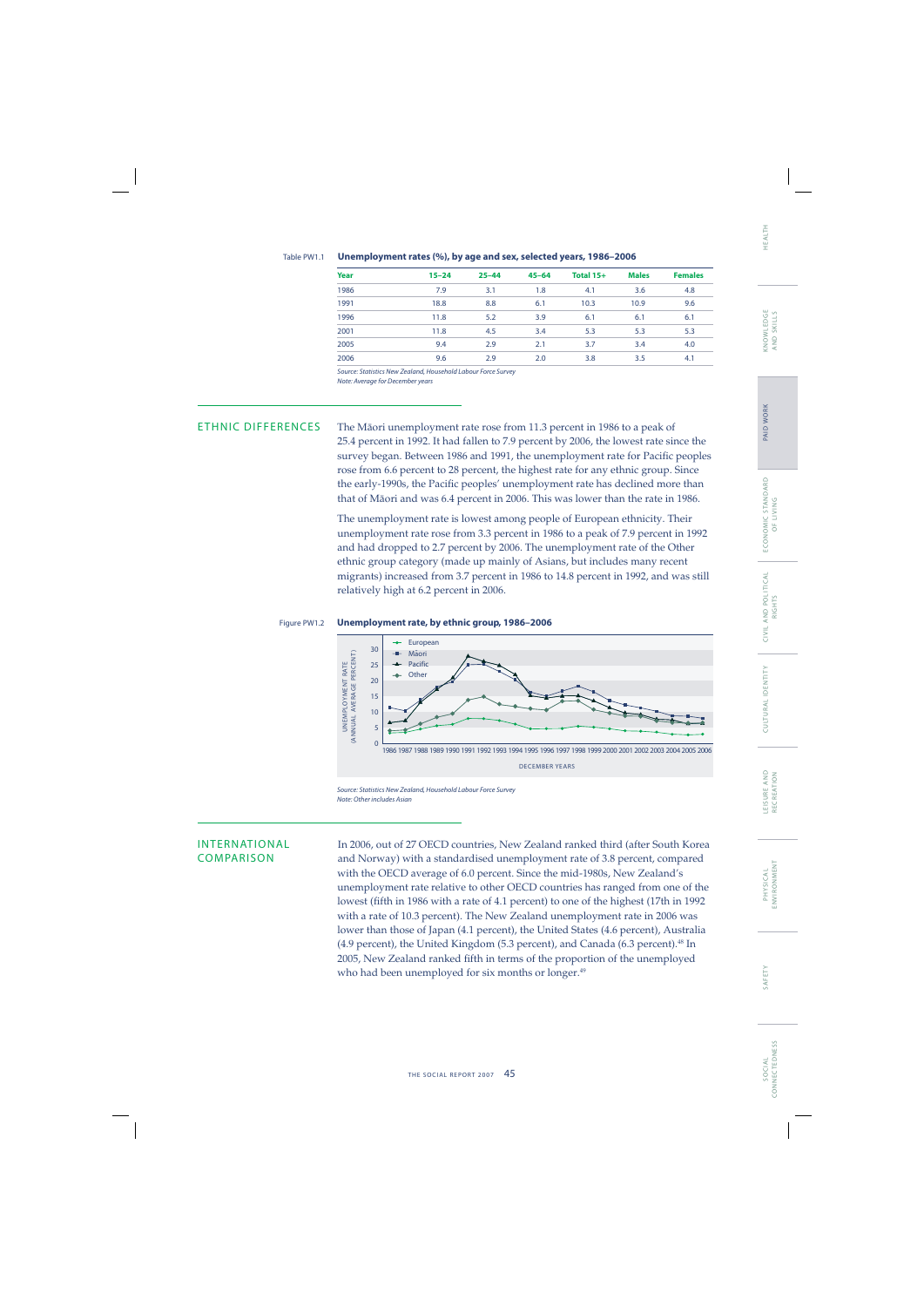Table PW1.1 **Unemployment rates (%), by age and sex, selected years, 1986–2006**

| Year | 15–24 | 25–44 | 45–64 | Total 15+ | Males | Females |
|---|---|---|---|---|---|---|
| 1986 | 7.9 | 3.1 | 1.8 | 4.1 | 3.6 | 4.8 |
| 1991 | 18.8 | 8.8 | 6.1 | 10.3 | 10.9 | 9.6 |
| 1996 | 11.8 | 5.2 | 3.9 | 6.1 | 6.1 | 6.1 |
| 2001 | 11.8 | 4.5 | 3.4 | 5.3 | 5.3 | 5.3 |
| 2005 | 9.4 | 2.9 | 2.1 | 3.7 | 3.4 | 4.0 |
| 2006 | 9.6 | 2.9 | 2.0 | 3.8 | 3.5 | 4.1 |

*Source: Statistics New Zealand, Household Labour Force Survey*
*Note: Average for December years*

## ETHNIC DIFFERENCES

The Māori unemployment rate rose from 11.3 percent in 1986 to a peak of 25.4 percent in 1992. It had fallen to 7.9 percent by 2006, the lowest rate since the survey began. Between 1986 and 1991, the unemployment rate for Pacific peoples rose from 6.6 percent to 28 percent, the highest rate for any ethnic group. Since the early-1990s, the Pacific peoples' unemployment rate has declined more than that of Māori and was 6.4 percent in 2006. This was lower than the rate in 1986.

The unemployment rate is lowest among people of European ethnicity. Their unemployment rate rose from 3.3 percent in 1986 to a peak of 7.9 percent in 1992 and had dropped to 2.7 percent by 2006. The unemployment rate of the Other ethnic group category (made up mainly of Asians, but includes many recent migrants) increased from 3.7 percent in 1986 to 14.8 percent in 1992, and was still relatively high at 6.2 percent in 2006.

Figure PW1.2 **Unemployment rate, by ethnic group, 1986–2006**

*Source: Statistics New Zealand, Household Labour Force Survey*
*Note: Other includes Asian*

## INTERNATIONAL COMPARISON

In 2006, out of 27 OECD countries, New Zealand ranked third (after South Korea and Norway) with a standardised unemployment rate of 3.8 percent, compared with the OECD average of 6.0 percent. Since the mid-1980s, New Zealand's unemployment rate relative to other OECD countries has ranged from one of the lowest (fifth in 1986 with a rate of 4.1 percent) to one of the highest (17th in 1992 with a rate of 10.3 percent). The New Zealand unemployment rate in 2006 was lower than those of Japan (4.1 percent), the United States (4.6 percent), Australia (4.9 percent), the United Kingdom (5.3 percent), and Canada (6.3 percent).[48] In 2005, New Zealand ranked fifth in terms of the proportion of the unemployed who had been unemployed for six months or longer.[49]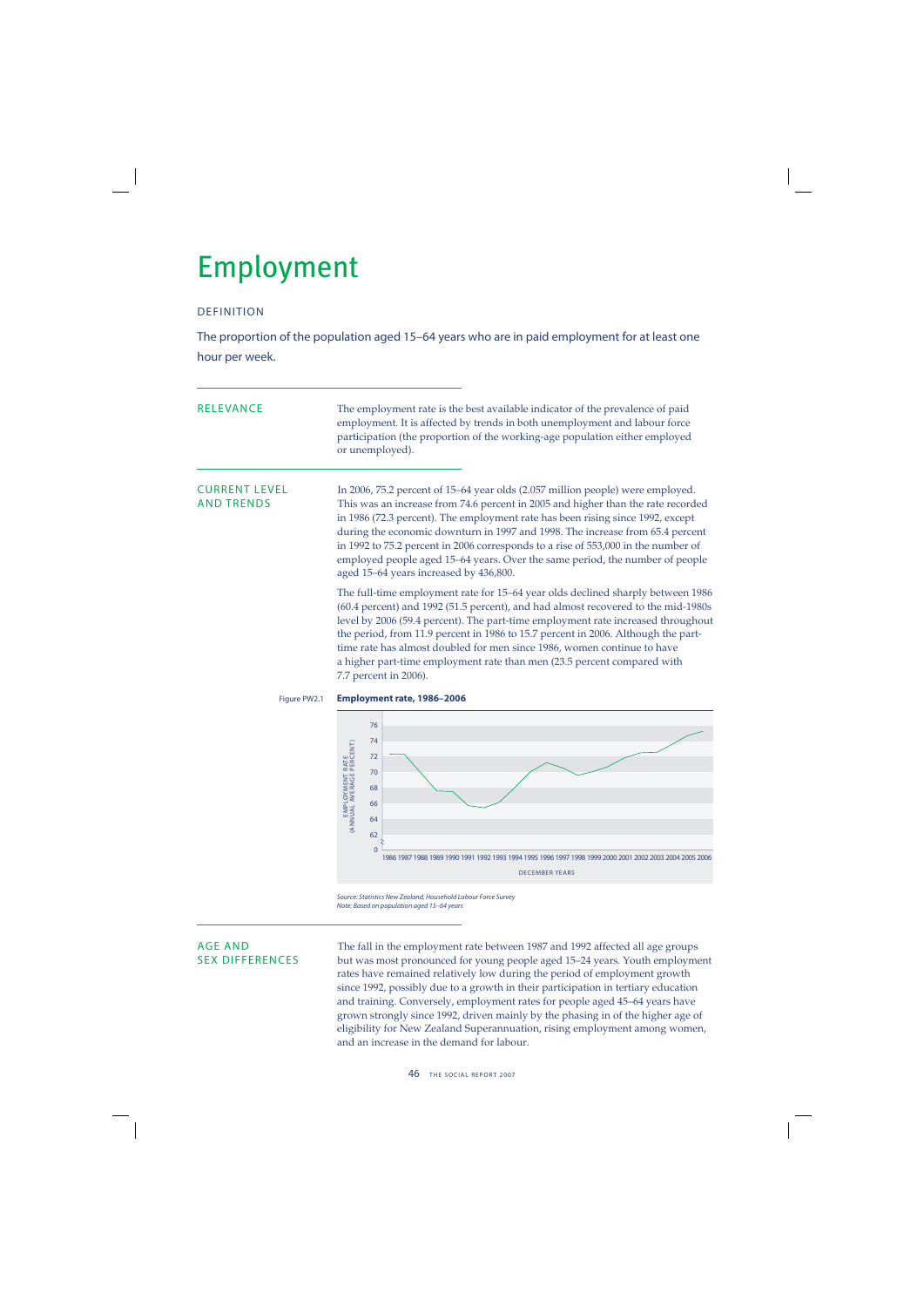# Employment

## DEFINITION

The proportion of the population aged 15–64 years who are in paid employment for at least one hour per week.

## RELEVANCE

The employment rate is the best available indicator of the prevalence of paid employment. It is affected by trends in both unemployment and labour force participation (the proportion of the working-age population either employed or unemployed).

## CURRENT LEVEL AND TRENDS

In 2006, 75.2 percent of 15–64 year olds (2.057 million people) were employed. This was an increase from 74.6 percent in 2005 and higher than the rate recorded in 1986 (72.3 percent). The employment rate has been rising since 1992, except during the economic downturn in 1997 and 1998. The increase from 65.4 percent in 1992 to 75.2 percent in 2006 corresponds to a rise of 553,000 in the number of employed people aged 15–64 years. Over the same period, the number of people aged 15–64 years increased by 436,800.

The full-time employment rate for 15–64 year olds declined sharply between 1986 (60.4 percent) and 1992 (51.5 percent), and had almost recovered to the mid-1980s level by 2006 (59.4 percent). The part-time employment rate increased throughout the period, from 11.9 percent in 1986 to 15.7 percent in 2006. Although the part-time rate has almost doubled for men since 1986, women continue to have a higher part-time employment rate than men (23.5 percent compared with 7.7 percent in 2006).

Figure PW2.1 **Employment rate, 1986–2006**

*Source: Statistics New Zealand, Household Labour Force Survey*
*Note: Based on population aged 15–64 years*

## AGE AND SEX DIFFERENCES

The fall in the employment rate between 1987 and 1992 affected all age groups but was most pronounced for young people aged 15–24 years. Youth employment rates have remained relatively low during the period of employment growth since 1992, possibly due to a growth in their participation in tertiary education and training. Conversely, employment rates for people aged 45–64 years have grown strongly since 1992, driven mainly by the phasing in of the higher age of eligibility for New Zealand Superannuation, rising employment among women, and an increase in the demand for labour.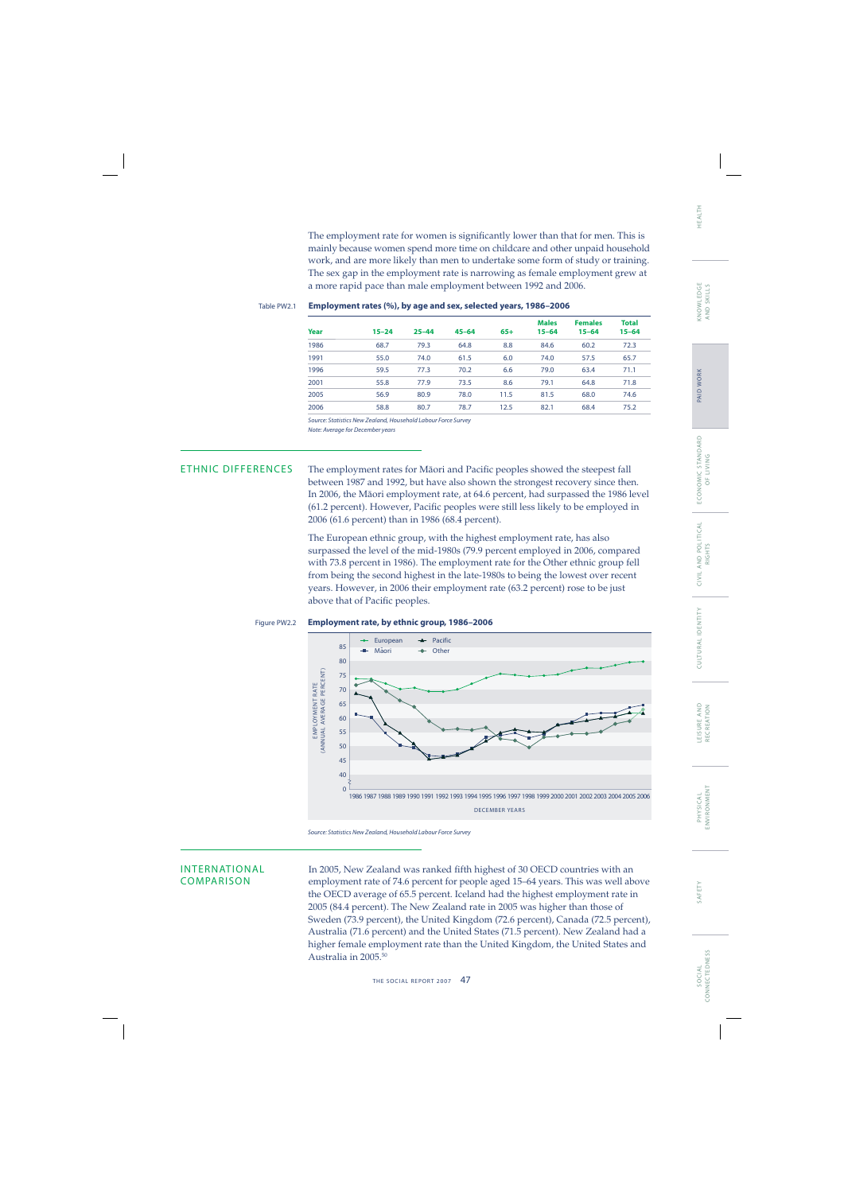The employment rate for women is significantly lower than that for men. This is mainly because women spend more time on childcare and other unpaid household work, and are more likely than men to undertake some form of study or training. The sex gap in the employment rate is narrowing as female employment grew at a more rapid pace than male employment between 1992 and 2006.

Table PW2.1 **Employment rates (%), by age and sex, selected years, 1986–2006**

| Year | 15–24 | 25–44 | 45–64 | 65+ | Males 15–64 | Females 15–64 | Total 15–64 |
|---|---|---|---|---|---|---|---|
| 1986 | 68.7 | 79.3 | 64.8 | 8.8 | 84.6 | 60.2 | 72.3 |
| 1991 | 55.0 | 74.0 | 61.5 | 6.0 | 74.0 | 57.5 | 65.7 |
| 1996 | 59.5 | 77.3 | 70.2 | 6.6 | 79.0 | 63.4 | 71.1 |
| 2001 | 55.8 | 77.9 | 73.5 | 8.6 | 79.1 | 64.8 | 71.8 |
| 2005 | 56.9 | 80.9 | 78.0 | 11.5 | 81.5 | 68.0 | 74.6 |
| 2006 | 58.8 | 80.7 | 78.7 | 12.5 | 82.1 | 68.4 | 75.2 |

*Source: Statistics New Zealand, Household Labour Force Survey*
*Note: Average for December years*

## ETHNIC DIFFERENCES

The employment rates for Māori and Pacific peoples showed the steepest fall between 1987 and 1992, but have also shown the strongest recovery since then. In 2006, the Māori employment rate, at 64.6 percent, had surpassed the 1986 level (61.2 percent). However, Pacific peoples were still less likely to be employed in 2006 (61.6 percent) than in 1986 (68.4 percent).

The European ethnic group, with the highest employment rate, has also surpassed the level of the mid-1980s (79.9 percent employed in 2006, compared with 73.8 percent in 1986). The employment rate for the Other ethnic group fell from being the second highest in the late-1980s to being the lowest over recent years. However, in 2006 their employment rate (63.2 percent) rose to be just above that of Pacific peoples.

Figure PW2.2 **Employment rate, by ethnic group, 1986–2006**

*Source: Statistics New Zealand, Household Labour Force Survey*

## INTERNATIONAL COMPARISON

In 2005, New Zealand was ranked fifth highest of 30 OECD countries with an employment rate of 74.6 percent for people aged 15–64 years. This was well above the OECD average of 65.5 percent. Iceland had the highest employment rate in 2005 (84.4 percent). The New Zealand rate in 2005 was higher than those of Sweden (73.9 percent), the United Kingdom (72.6 percent), Canada (72.5 percent), Australia (71.6 percent) and the United States (71.5 percent). New Zealand had a higher female employment rate than the United Kingdom, the United States and Australia in 2005.[50]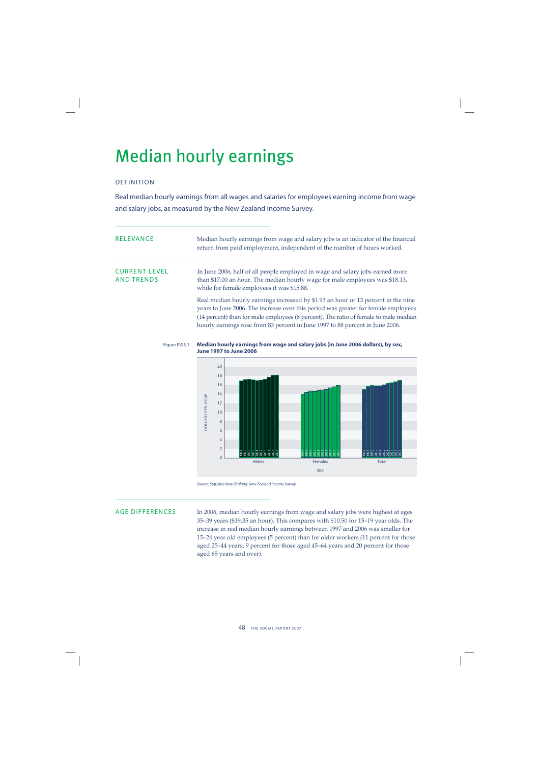# Median hourly earnings

## DEFINITION

Real median hourly earnings from all wages and salaries for employees earning income from wage and salary jobs, as measured by the New Zealand Income Survey.

## RELEVANCE

Median hourly earnings from wage and salary jobs is an indicator of the financial return from paid employment, independent of the number of hours worked.

## CURRENT LEVEL AND TRENDS

In June 2006, half of all people employed in wage and salary jobs earned more than $17.00 an hour. The median hourly wage for male employees was $18.13, while for female employees it was $15.88.

Real median hourly earnings increased by $1.93 an hour or 13 percent in the nine years to June 2006. The increase over this period was greater for female employees (14 percent) than for male employees (8 percent). The ratio of female to male median hourly earnings rose from 83 percent in June 1997 to 88 percent in June 2006.

Figure PW3.1 **Median hourly earnings from wage and salary jobs (in June 2006 dollars), by sex, June 1997 to June 2006**

*Source: Statistics New Zealand, New Zealand Income Survey*

## AGE DIFFERENCES

In 2006, median hourly earnings from wage and salary jobs were highest at ages 35–39 years ($19.35 an hour). This compares with $10.50 for 15–19 year olds. The increase in real median hourly earnings between 1997 and 2006 was smaller for 15–24 year old employees (5 percent) than for older workers (11 percent for those aged 25–44 years, 9 percent for those aged 45–64 years and 20 percent for those aged 65 years and over).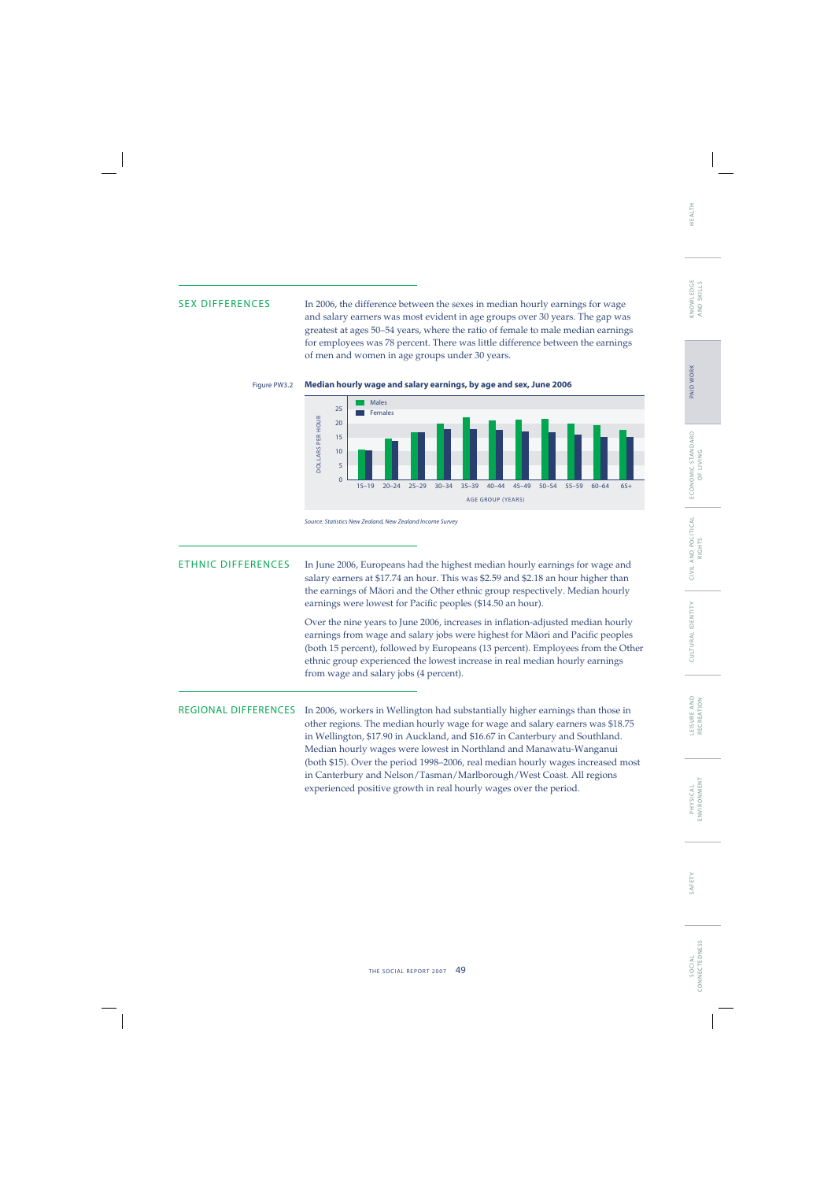## SEX DIFFERENCES

In 2006, the difference between the sexes in median hourly earnings for wage and salary earners was most evident in age groups over 30 years. The gap was greatest at ages 50–54 years, where the ratio of female to male median earnings for employees was 78 percent. There was little difference between the earnings of men and women in age groups under 30 years.

Figure PW3.2 **Median hourly wage and salary earnings, by age and sex, June 2006**

*Source: Statistics New Zealand, New Zealand Income Survey*

## ETHNIC DIFFERENCES

In June 2006, Europeans had the highest median hourly earnings for wage and salary earners at $17.74 an hour. This was $2.59 and $2.18 an hour higher than the earnings of Māori and the Other ethnic group respectively. Median hourly earnings were lowest for Pacific peoples ($14.50 an hour).

Over the nine years to June 2006, increases in inflation-adjusted median hourly earnings from wage and salary jobs were highest for Māori and Pacific peoples (both 15 percent), followed by Europeans (13 percent). Employees from the Other ethnic group experienced the lowest increase in real median hourly earnings from wage and salary jobs (4 percent).

## REGIONAL DIFFERENCES

In 2006, workers in Wellington had substantially higher earnings than those in other regions. The median hourly wage for wage and salary earners was $18.75 in Wellington, $17.90 in Auckland, and $16.67 in Canterbury and Southland. Median hourly wages were lowest in Northland and Manawatu-Wanganui (both $15). Over the period 1998–2006, real median hourly wages increased most in Canterbury and Nelson/Tasman/Marlborough/West Coast. All regions experienced positive growth in real hourly wages over the period.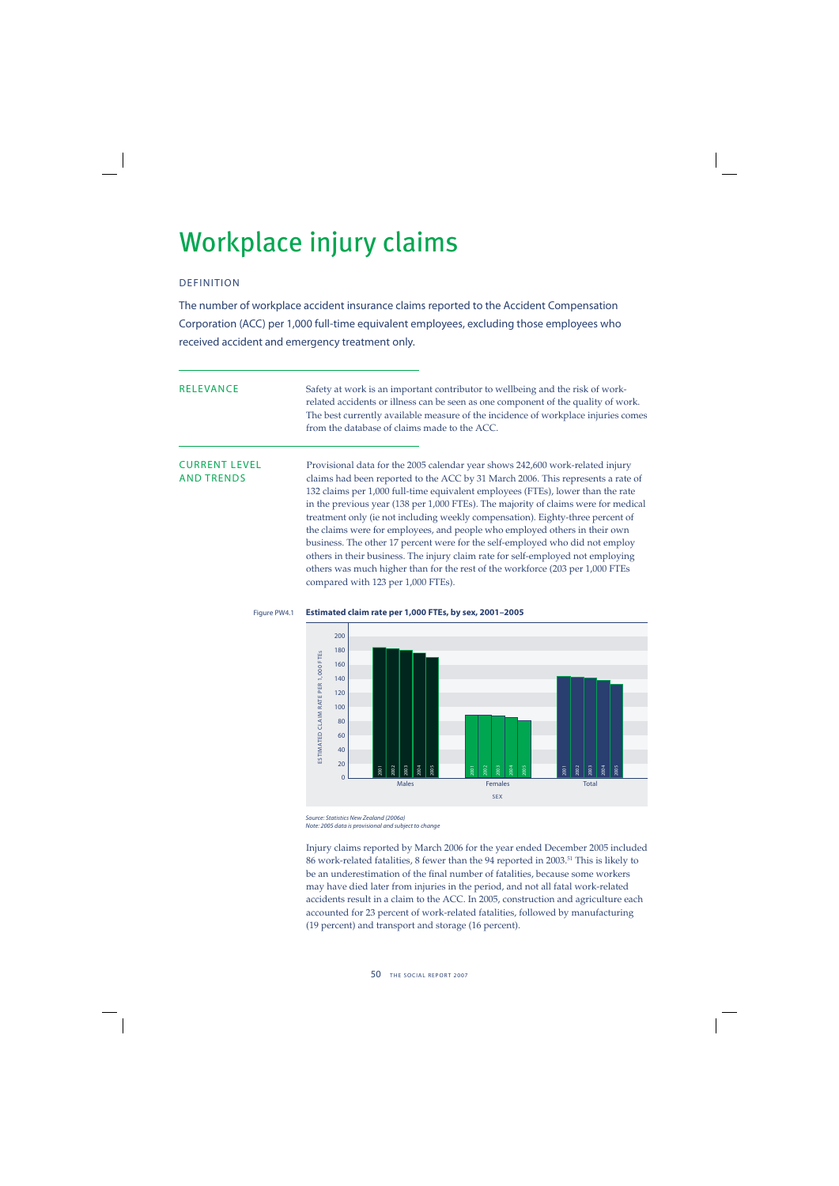# Workplace injury claims

## DEFINITION

The number of workplace accident insurance claims reported to the Accident Compensation Corporation (ACC) per 1,000 full-time equivalent employees, excluding those employees who received accident and emergency treatment only.

## RELEVANCE

Safety at work is an important contributor to wellbeing and the risk of work-related accidents or illness can be seen as one component of the quality of work. The best currently available measure of the incidence of workplace injuries comes from the database of claims made to the ACC.

## CURRENT LEVEL AND TRENDS

Provisional data for the 2005 calendar year shows 242,600 work-related injury claims had been reported to the ACC by 31 March 2006. This represents a rate of 132 claims per 1,000 full-time equivalent employees (FTEs), lower than the rate in the previous year (138 per 1,000 FTEs). The majority of claims were for medical treatment only (ie not including weekly compensation). Eighty-three percent of the claims were for employees, and people who employed others in their own business. The other 17 percent were for the self-employed who did not employ others in their business. The injury claim rate for self-employed not employing others was much higher than for the rest of the workforce (203 per 1,000 FTEs compared with 123 per 1,000 FTEs).

Figure PW4.1 **Estimated claim rate per 1,000 FTEs, by sex, 2001–2005**

*Source: Statistics New Zealand (2006a)*
*Note: 2005 data is provisional and subject to change*

Injury claims reported by March 2006 for the year ended December 2005 included 86 work-related fatalities, 8 fewer than the 94 reported in 2003.[51] This is likely to be an underestimation of the final number of fatalities, because some workers may have died later from injuries in the period, and not all fatal work-related accidents result in a claim to the ACC. In 2005, construction and agriculture each accounted for 23 percent of work-related fatalities, followed by manufacturing (19 percent) and transport and storage (16 percent).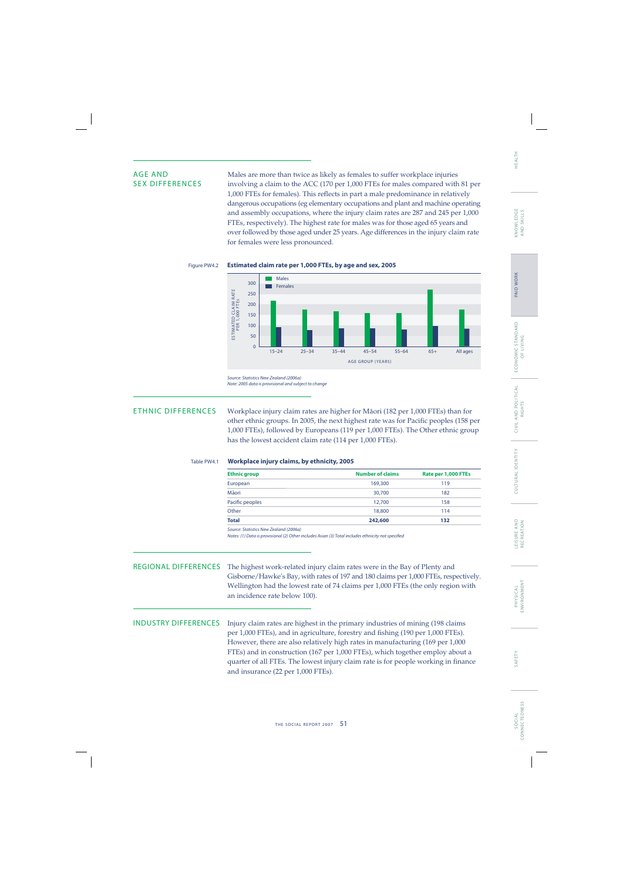## AGE AND SEX DIFFERENCES

Males are more than twice as likely as females to suffer workplace injuries involving a claim to the ACC (170 per 1,000 FTEs for males compared with 81 per 1,000 FTEs for females). This reflects in part a male predominance in relatively dangerous occupations (eg elementary occupations and plant and machine operating and assembly occupations, where the injury claim rates are 287 and 245 per 1,000 FTEs, respectively). The highest rate for males was for those aged 65 years and over followed by those aged under 25 years. Age differences in the injury claim rate for females were less pronounced.

Figure PW4.2 **Estimated claim rate per 1,000 FTEs, by age and sex, 2005**

*Source: Statistics New Zealand (2006a)*
*Note: 2005 data is provisional and subject to change*

## ETHNIC DIFFERENCES

Workplace injury claim rates are higher for Māori (182 per 1,000 FTEs) than for other ethnic groups. In 2005, the next highest rate was for Pacific peoples (158 per 1,000 FTEs), followed by Europeans (119 per 1,000 FTEs). The Other ethnic group has the lowest accident claim rate (114 per 1,000 FTEs).

Table PW4.1 **Workplace injury claims, by ethnicity, 2005**

| Ethnic group | Number of claims | Rate per 1,000 FTEs |
|---|---|---|
| European | 169,300 | 119 |
| Māori | 30,700 | 182 |
| Pacific peoples | 12,700 | 158 |
| Other | 18,800 | 114 |
| **Total** | **242,600** | **132** |

*Source: Statistics New Zealand (2006a)*
*Notes: (1) Data is provisional (2) Other includes Asian (3) Total includes ethnicity not specified*

## REGIONAL DIFFERENCES

The highest work-related injury claim rates were in the Bay of Plenty and Gisborne/Hawke's Bay, with rates of 197 and 180 claims per 1,000 FTEs, respectively. Wellington had the lowest rate of 74 claims per 1,000 FTEs (the only region with an incidence rate below 100).

## INDUSTRY DIFFERENCES

Injury claim rates are highest in the primary industries of mining (198 claims per 1,000 FTEs), and in agriculture, forestry and fishing (190 per 1,000 FTEs). However, there are also relatively high rates in manufacturing (169 per 1,000 FTEs) and in construction (167 per 1,000 FTEs), which together employ about a quarter of all FTEs. The lowest injury claim rate is for people working in finance and insurance (22 per 1,000 FTEs).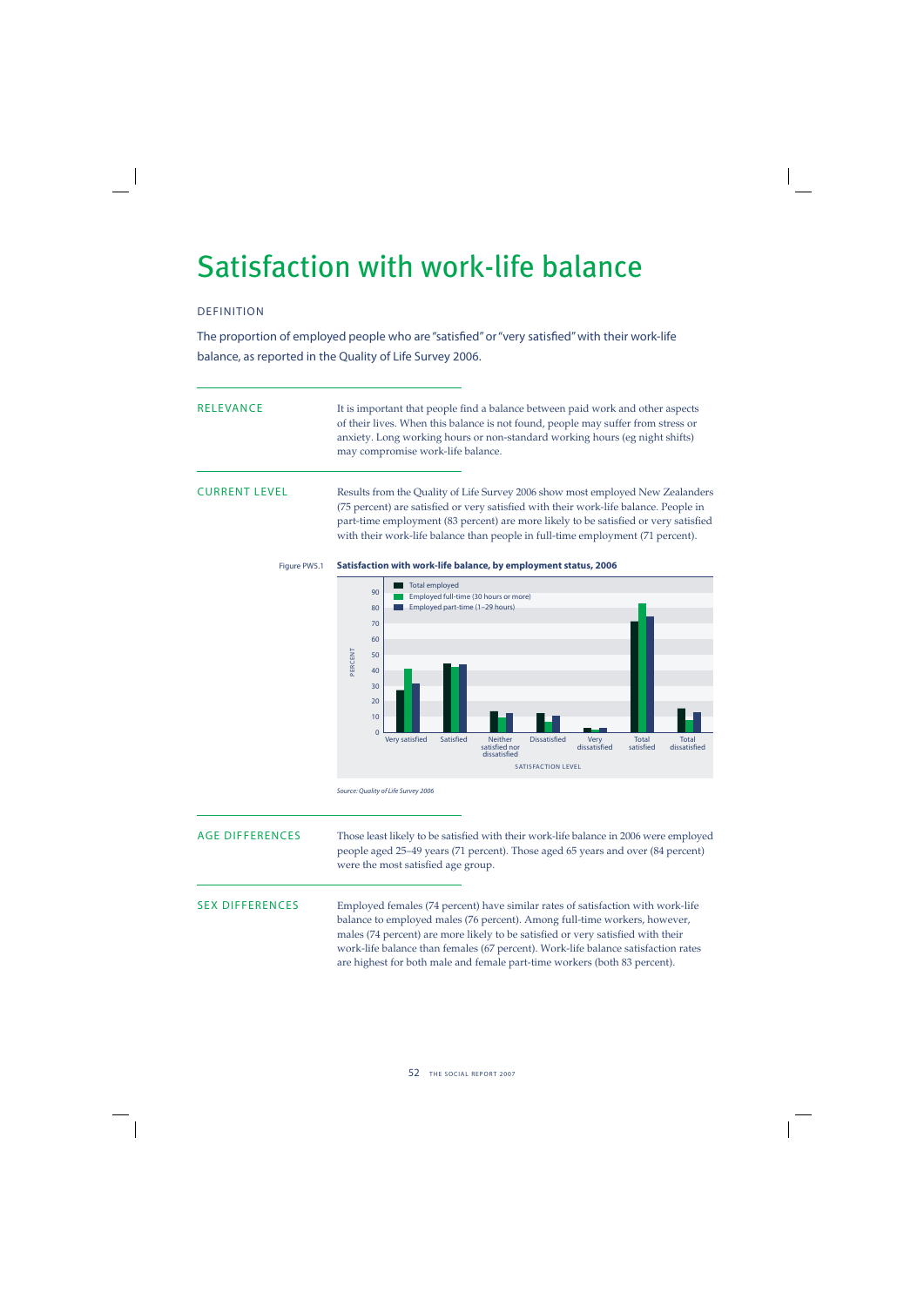# Satisfaction with work-life balance

## DEFINITION

The proportion of employed people who are "satisfied" or "very satisfied" with their work-life balance, as reported in the Quality of Life Survey 2006.

## RELEVANCE

It is important that people find a balance between paid work and other aspects of their lives. When this balance is not found, people may suffer from stress or anxiety. Long working hours or non-standard working hours (eg night shifts) may compromise work-life balance.

## CURRENT LEVEL

Results from the Quality of Life Survey 2006 show most employed New Zealanders (75 percent) are satisfied or very satisfied with their work-life balance. People in part-time employment (83 percent) are more likely to be satisfied or very satisfied with their work-life balance than people in full-time employment (71 percent).

Figure PW5.1 **Satisfaction with work-life balance, by employment status, 2006**

*Source: Quality of Life Survey 2006*

## AGE DIFFERENCES

Those least likely to be satisfied with their work-life balance in 2006 were employed people aged 25–49 years (71 percent). Those aged 65 years and over (84 percent) were the most satisfied age group.

## SEX DIFFERENCES

Employed females (74 percent) have similar rates of satisfaction with work-life balance to employed males (76 percent). Among full-time workers, however, males (74 percent) are more likely to be satisfied or very satisfied with their work-life balance than females (67 percent). Work-life balance satisfaction rates are highest for both male and female part-time workers (both 83 percent).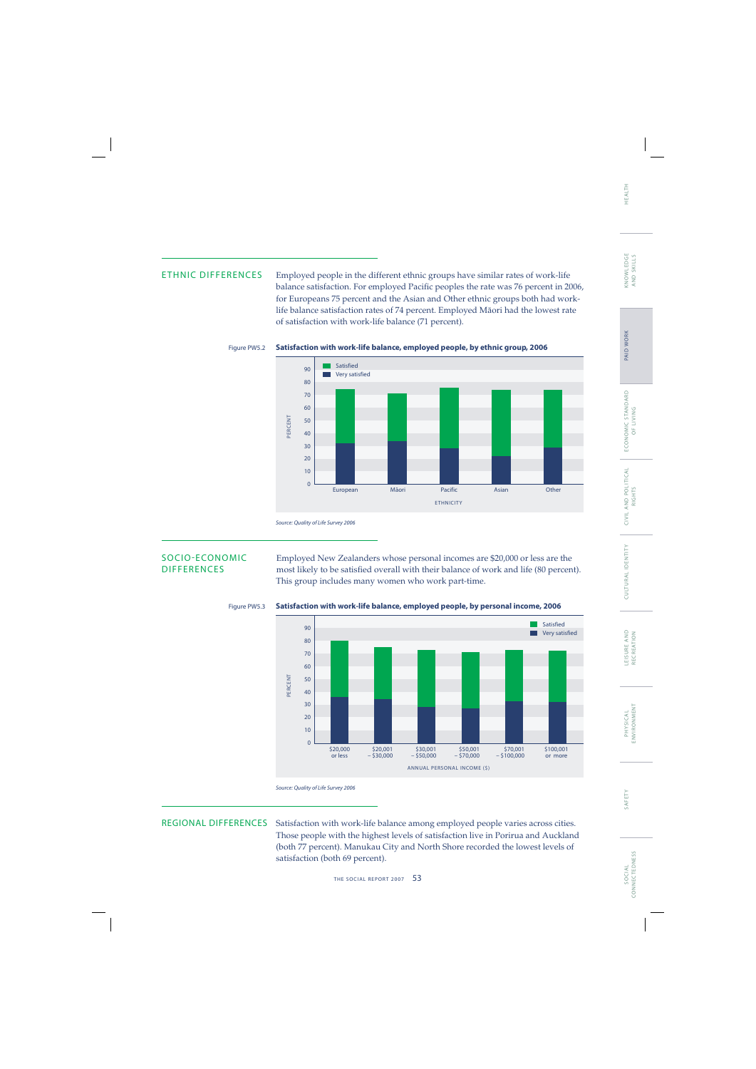## ETHNIC DIFFERENCES

Employed people in the different ethnic groups have similar rates of work-life balance satisfaction. For employed Pacific peoples the rate was 76 percent in 2006, for Europeans 75 percent and the Asian and Other ethnic groups both had work-life balance satisfaction rates of 74 percent. Employed Māori had the lowest rate of satisfaction with work-life balance (71 percent).

Figure PW5.2 **Satisfaction with work-life balance, employed people, by ethnic group, 2006**

Satisfied
Very satisfied

PERCENT
0
10
20
30
40
50
60
70
80
90

European
Māori
Pacific
Asian
Other

ETHNICITY

*Source: Quality of Life Survey 2006*

## SOCIO-ECONOMIC DIFFERENCES

Employed New Zealanders whose personal incomes are $20,000 or less are the most likely to be satisfied overall with their balance of work and life (80 percent). This group includes many women who work part-time.

Figure PW5.3 **Satisfaction with work-life balance, employed people, by personal income, 2006**

Satisfied
Very satisfied

PERCENT
0
10
20
30
40
50
60
70
80
90

$20,000 or less
$20,001 – $30,000
$30,001 – $50,000
$50,001 – $70,000
$70,001 – $100,000
$100,001 or more

ANNUAL PERSONAL INCOME ($)

*Source: Quality of Life Survey 2006*

## REGIONAL DIFFERENCES

Satisfaction with work-life balance among employed people varies across cities. Those people with the highest levels of satisfaction live in Porirua and Auckland (both 77 percent). Manukau City and North Shore recorded the lowest levels of satisfaction (both 69 percent).